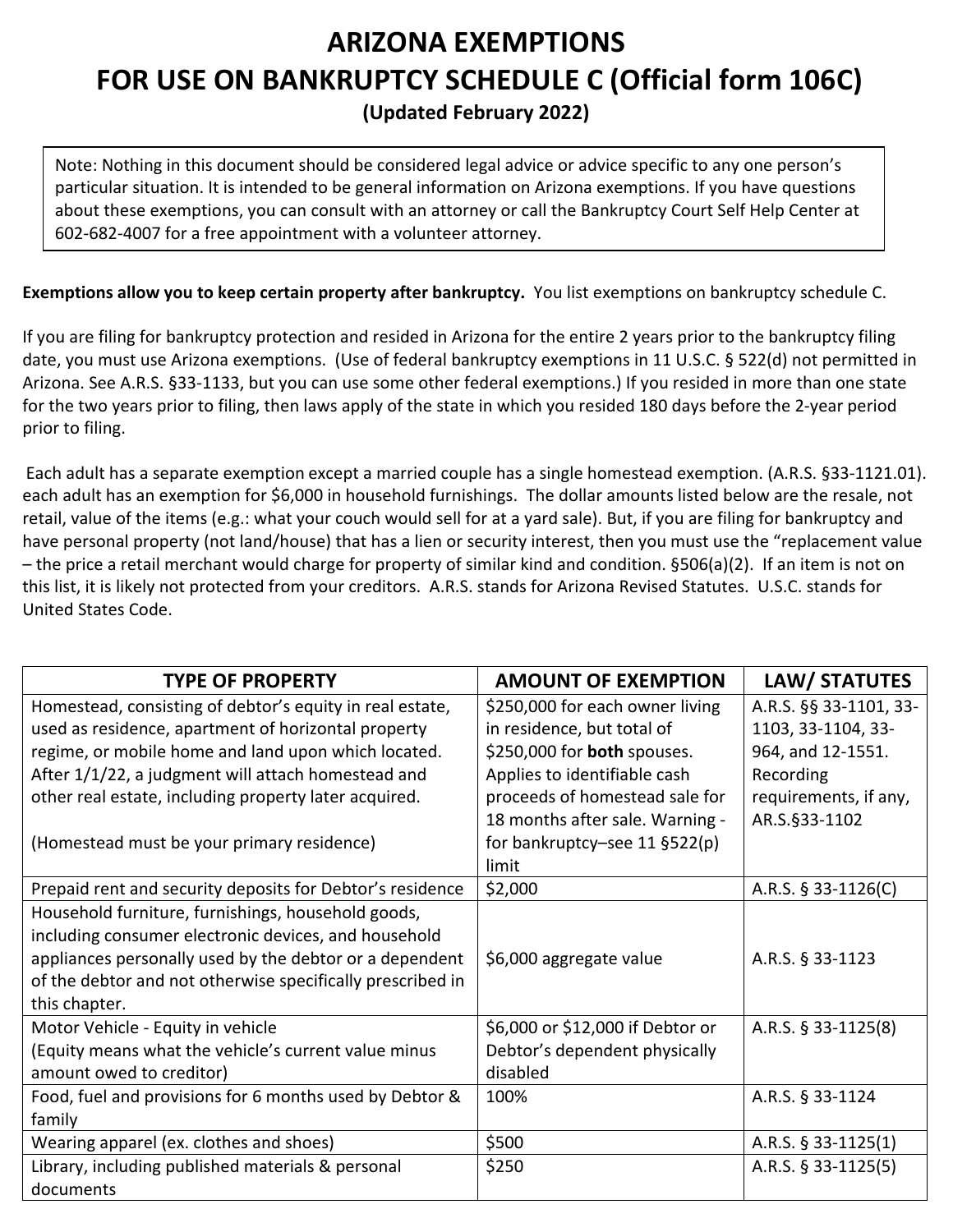# ARIZONA EXEMPTIONS
# FOR USE ON BANKRUPTCY SCHEDULE C (Official form 106C)
### (Updated February 2022)

> Note: Nothing in this document should be considered legal advice or advice specific to any one person's particular situation. It is intended to be general information on Arizona exemptions. If you have questions about these exemptions, you can consult with an attorney or call the Bankruptcy Court Self Help Center at 602-682-4007 for a free appointment with a volunteer attorney.

**Exemptions allow you to keep certain property after bankruptcy.** You list exemptions on bankruptcy schedule C.

If you are filing for bankruptcy protection and resided in Arizona for the entire 2 years prior to the bankruptcy filing date, you must use Arizona exemptions. (Use of federal bankruptcy exemptions in 11 U.S.C. § 522(d) not permitted in Arizona. See A.R.S. §33-1133, but you can use some other federal exemptions.) If you resided in more than one state for the two years prior to filing, then laws apply of the state in which you resided 180 days before the 2-year period prior to filing.

Each adult has a separate exemption except a married couple has a single homestead exemption. (A.R.S. §33-1121.01). each adult has an exemption for $6,000 in household furnishings. The dollar amounts listed below are the resale, not retail, value of the items (e.g.: what your couch would sell for at a yard sale). But, if you are filing for bankruptcy and have personal property (not land/house) that has a lien or security interest, then you must use the "replacement value – the price a retail merchant would charge for property of similar kind and condition. §506(a)(2). If an item is not on this list, it is likely not protected from your creditors. A.R.S. stands for Arizona Revised Statutes. U.S.C. stands for United States Code.

| TYPE OF PROPERTY | AMOUNT OF EXEMPTION | LAW/ STATUTES |
|---|---|---|
| Homestead, consisting of debtor's equity in real estate, used as residence, apartment of horizontal property regime, or mobile home and land upon which located. After 1/1/22, a judgment will attach homestead and other real estate, including property later acquired.<br><br>(Homestead must be your primary residence) | $250,000 for each owner living in residence, but total of $250,000 for **both** spouses. Applies to identifiable cash proceeds of homestead sale for 18 months after sale. Warning - for bankruptcy–see 11 §522(p) limit | A.R.S. §§ 33-1101, 33-1103, 33-1104, 33-964, and 12-1551. Recording requirements, if any, AR.S.§33-1102 |
| Prepaid rent and security deposits for Debtor's residence | $2,000 | A.R.S. § 33-1126(C) |
| Household furniture, furnishings, household goods, including consumer electronic devices, and household appliances personally used by the debtor or a dependent of the debtor and not otherwise specifically prescribed in this chapter. | $6,000 aggregate value | A.R.S. § 33-1123 |
| Motor Vehicle - Equity in vehicle<br>(Equity means what the vehicle's current value minus amount owed to creditor) | $6,000 or $12,000 if Debtor or Debtor's dependent physically disabled | A.R.S. § 33-1125(8) |
| Food, fuel and provisions for 6 months used by Debtor & family | 100% | A.R.S. § 33-1124 |
| Wearing apparel (ex. clothes and shoes) | $500 | A.R.S. § 33-1125(1) |
| Library, including published materials & personal documents | $250 | A.R.S. § 33-1125(5) |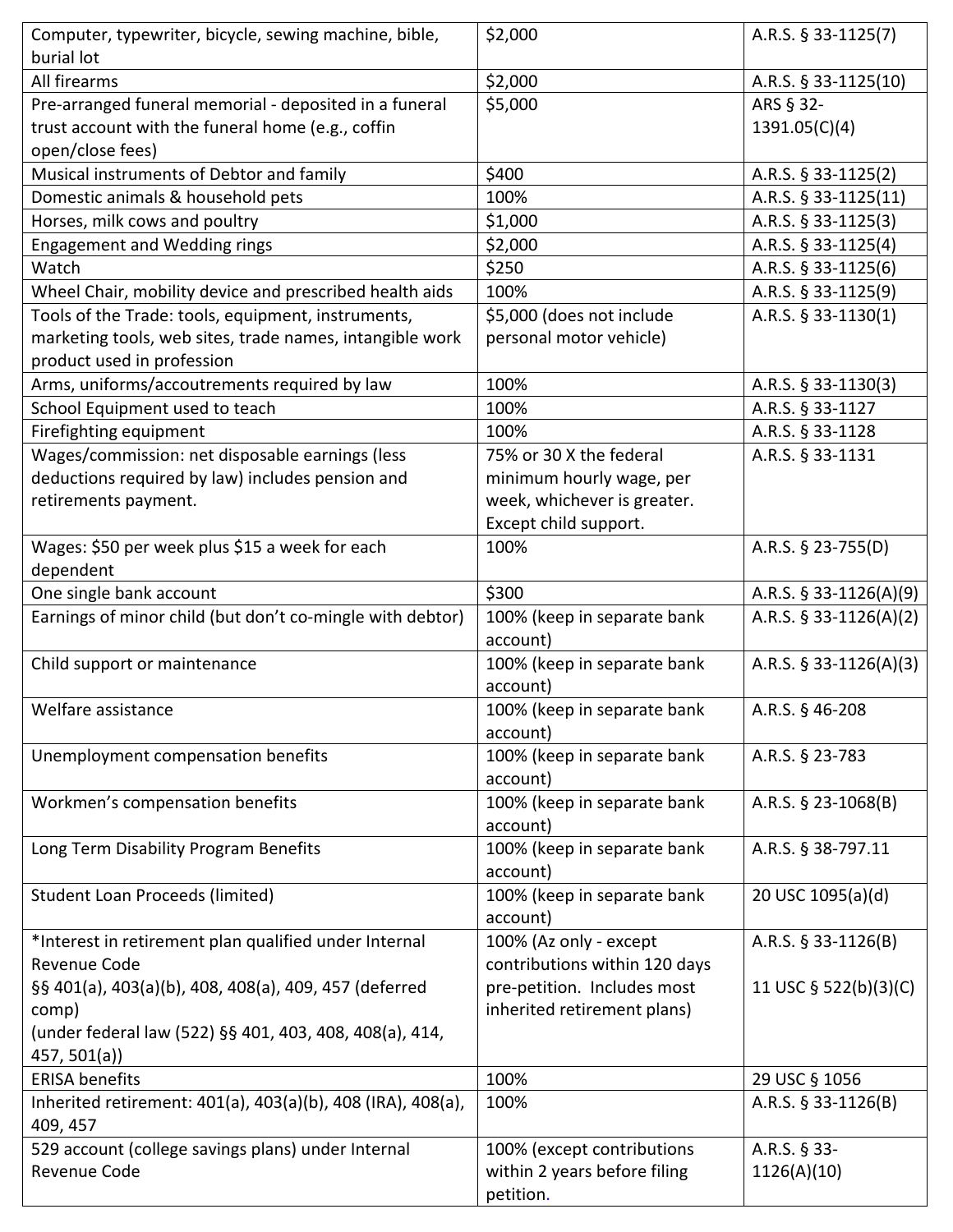| | | |
|---|---|---|
| Computer, typewriter, bicycle, sewing machine, bible, burial lot | $2,000 | A.R.S. § 33-1125(7) |
| All firearms | $2,000 | A.R.S. § 33-1125(10) |
| Pre-arranged funeral memorial - deposited in a funeral trust account with the funeral home (e.g., coffin open/close fees) | $5,000 | ARS § 32-1391.05(C)(4) |
| Musical instruments of Debtor and family | $400 | A.R.S. § 33-1125(2) |
| Domestic animals & household pets | 100% | A.R.S. § 33-1125(11) |
| Horses, milk cows and poultry | $1,000 | A.R.S. § 33-1125(3) |
| Engagement and Wedding rings | $2,000 | A.R.S. § 33-1125(4) |
| Watch | $250 | A.R.S. § 33-1125(6) |
| Wheel Chair, mobility device and prescribed health aids | 100% | A.R.S. § 33-1125(9) |
| Tools of the Trade: tools, equipment, instruments, marketing tools, web sites, trade names, intangible work product used in profession | $5,000 (does not include personal motor vehicle) | A.R.S. § 33-1130(1) |
| Arms, uniforms/accoutrements required by law | 100% | A.R.S. § 33-1130(3) |
| School Equipment used to teach | 100% | A.R.S. § 33-1127 |
| Firefighting equipment | 100% | A.R.S. § 33-1128 |
| Wages/commission: net disposable earnings (less deductions required by law) includes pension and retirements payment. | 75% or 30 X the federal minimum hourly wage, per week, whichever is greater. Except child support. | A.R.S. § 33-1131 |
| Wages: $50 per week plus $15 a week for each dependent | 100% | A.R.S. § 23-755(D) |
| One single bank account | $300 | A.R.S. § 33-1126(A)(9) |
| Earnings of minor child (but don't co-mingle with debtor) | 100% (keep in separate bank account) | A.R.S. § 33-1126(A)(2) |
| Child support or maintenance | 100% (keep in separate bank account) | A.R.S. § 33-1126(A)(3) |
| Welfare assistance | 100% (keep in separate bank account) | A.R.S. § 46-208 |
| Unemployment compensation benefits | 100% (keep in separate bank account) | A.R.S. § 23-783 |
| Workmen's compensation benefits | 100% (keep in separate bank account) | A.R.S. § 23-1068(B) |
| Long Term Disability Program Benefits | 100% (keep in separate bank account) | A.R.S. § 38-797.11 |
| Student Loan Proceeds (limited) | 100% (keep in separate bank account) | 20 USC 1095(a)(d) |
| *Interest in retirement plan qualified under Internal Revenue Code §§ 401(a), 403(a)(b), 408, 408(a), 409, 457 (deferred comp) (under federal law (522) §§ 401, 403, 408, 408(a), 414, 457, 501(a)) | 100% (Az only - except contributions within 120 days pre-petition. Includes most inherited retirement plans) | A.R.S. § 33-1126(B)<br><br>11 USC § 522(b)(3)(C) |
| ERISA benefits | 100% | 29 USC § 1056 |
| Inherited retirement: 401(a), 403(a)(b), 408 (IRA), 408(a), 409, 457 | 100% | A.R.S. § 33-1126(B) |
| 529 account (college savings plans) under Internal Revenue Code | 100% (except contributions within 2 years before filing petition. | A.R.S. § 33-1126(A)(10) |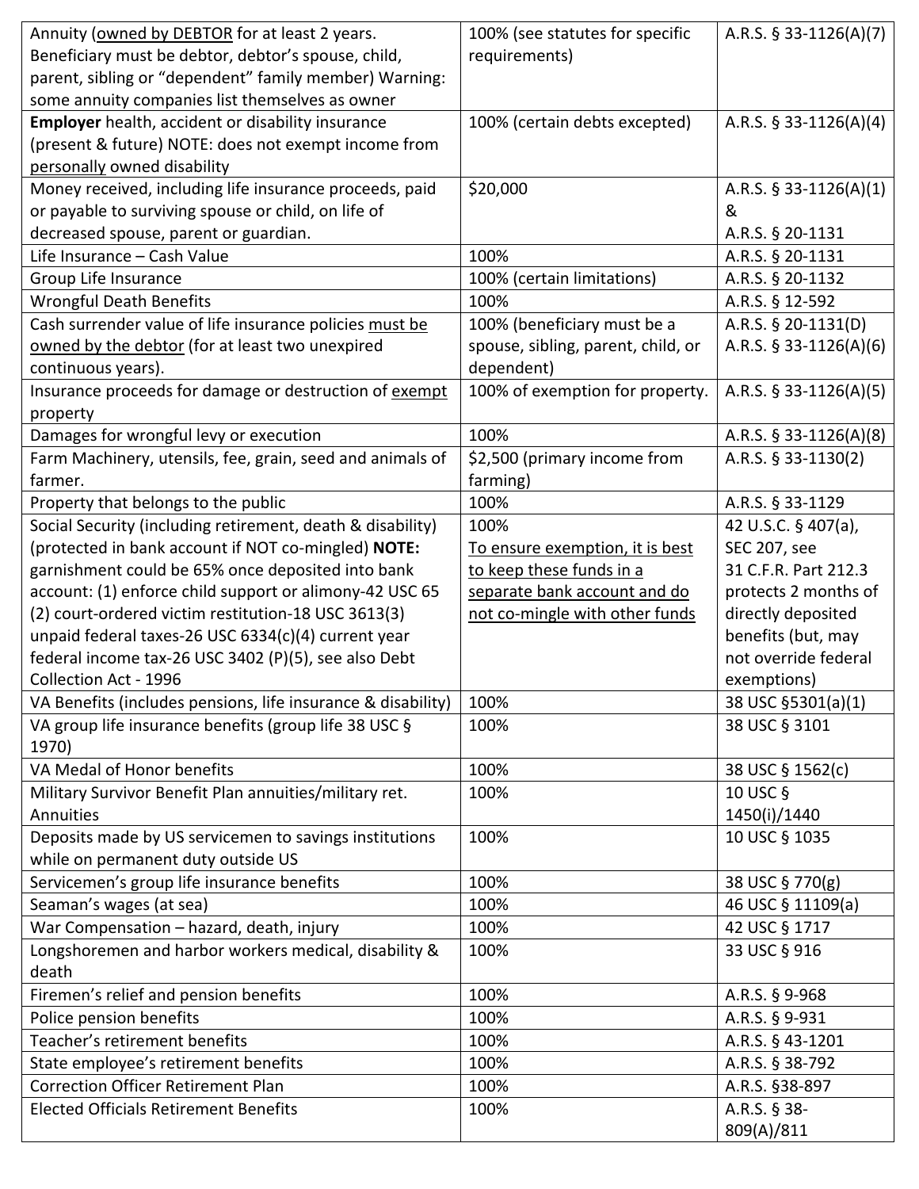| Annuity (owned by DEBTOR for at least 2 years. Beneficiary must be debtor, debtor's spouse, child, parent, sibling or "dependent" family member) Warning: some annuity companies list themselves as owner | 100% (see statutes for specific requirements) | A.R.S. § 33-1126(A)(7) |
|---|---|---|
| **Employer** health, accident or disability insurance (present & future) NOTE: does not exempt income from personally owned disability | 100% (certain debts excepted) | A.R.S. § 33-1126(A)(4) |
| Money received, including life insurance proceeds, paid or payable to surviving spouse or child, on life of decreased spouse, parent or guardian. | $20,000 | A.R.S. § 33-1126(A)(1) & A.R.S. § 20-1131 |
| Life Insurance – Cash Value | 100% | A.R.S. § 20-1131 |
| Group Life Insurance | 100% (certain limitations) | A.R.S. § 20-1132 |
| Wrongful Death Benefits | 100% | A.R.S. § 12-592 |
| Cash surrender value of life insurance policies must be owned by the debtor (for at least two unexpired continuous years). | 100% (beneficiary must be a spouse, sibling, parent, child, or dependent) | A.R.S. § 20-1131(D) A.R.S. § 33-1126(A)(6) |
| Insurance proceeds for damage or destruction of exempt property | 100% of exemption for property. | A.R.S. § 33-1126(A)(5) |
| Damages for wrongful levy or execution | 100% | A.R.S. § 33-1126(A)(8) |
| Farm Machinery, utensils, fee, grain, seed and animals of farmer. | $2,500 (primary income from farming) | A.R.S. § 33-1130(2) |
| Property that belongs to the public | 100% | A.R.S. § 33-1129 |
| Social Security (including retirement, death & disability) (protected in bank account if NOT co-mingled) **NOTE:** garnishment could be 65% once deposited into bank account: (1) enforce child support or alimony-42 USC 65 (2) court-ordered victim restitution-18 USC 3613(3) unpaid federal taxes-26 USC 6334(c)(4) current year federal income tax-26 USC 3402 (P)(5), see also Debt Collection Act - 1996 | 100% To ensure exemption, it is best to keep these funds in a separate bank account and do not co-mingle with other funds | 42 U.S.C. § 407(a), SEC 207, see 31 C.F.R. Part 212.3 protects 2 months of directly deposited benefits (but, may not override federal exemptions) |
| VA Benefits (includes pensions, life insurance & disability) | 100% | 38 USC §5301(a)(1) |
| VA group life insurance benefits (group life 38 USC § 1970) | 100% | 38 USC § 3101 |
| VA Medal of Honor benefits | 100% | 38 USC § 1562(c) |
| Military Survivor Benefit Plan annuities/military ret. Annuities | 100% | 10 USC § 1450(i)/1440 |
| Deposits made by US servicemen to savings institutions while on permanent duty outside US | 100% | 10 USC § 1035 |
| Servicemen's group life insurance benefits | 100% | 38 USC § 770(g) |
| Seaman's wages (at sea) | 100% | 46 USC § 11109(a) |
| War Compensation – hazard, death, injury | 100% | 42 USC § 1717 |
| Longshoremen and harbor workers medical, disability & death | 100% | 33 USC § 916 |
| Firemen's relief and pension benefits | 100% | A.R.S. § 9-968 |
| Police pension benefits | 100% | A.R.S. § 9-931 |
| Teacher's retirement benefits | 100% | A.R.S. § 43-1201 |
| State employee's retirement benefits | 100% | A.R.S. § 38-792 |
| Correction Officer Retirement Plan | 100% | A.R.S. §38-897 |
| Elected Officials Retirement Benefits | 100% | A.R.S. § 38-809(A)/811 |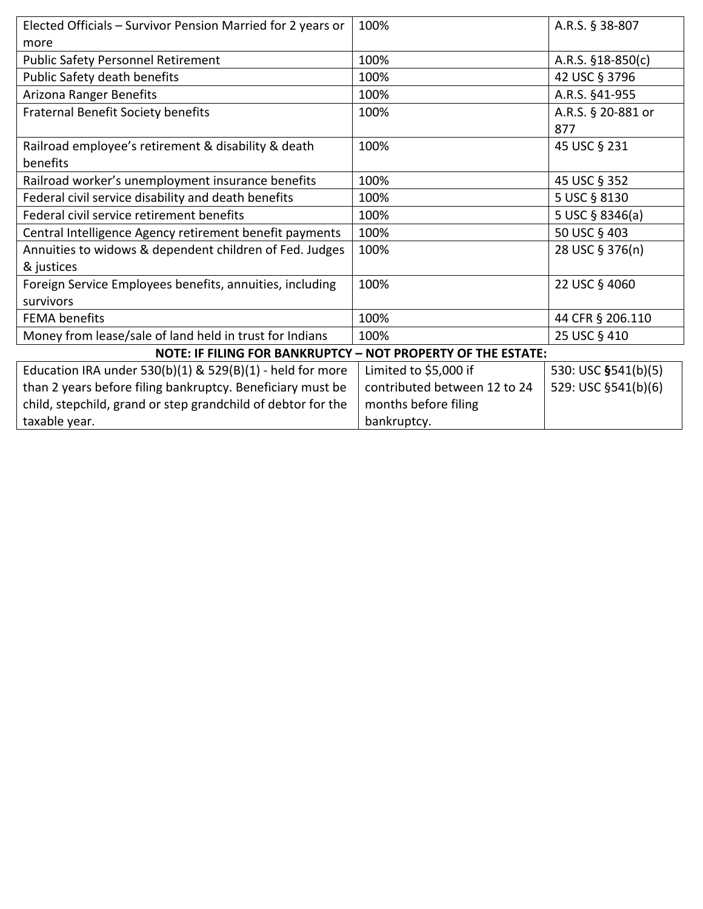| | | |
|---|---|---|
| Elected Officials – Survivor Pension Married for 2 years or more | 100% | A.R.S. § 38-807 |
| Public Safety Personnel Retirement | 100% | A.R.S. §18-850(c) |
| Public Safety death benefits | 100% | 42 USC § 3796 |
| Arizona Ranger Benefits | 100% | A.R.S. §41-955 |
| Fraternal Benefit Society benefits | 100% | A.R.S. § 20-881 or 877 |
| Railroad employee's retirement & disability & death benefits | 100% | 45 USC § 231 |
| Railroad worker's unemployment insurance benefits | 100% | 45 USC § 352 |
| Federal civil service disability and death benefits | 100% | 5 USC § 8130 |
| Federal civil service retirement benefits | 100% | 5 USC § 8346(a) |
| Central Intelligence Agency retirement benefit payments | 100% | 50 USC § 403 |
| Annuities to widows & dependent children of Fed. Judges & justices | 100% | 28 USC § 376(n) |
| Foreign Service Employees benefits, annuities, including survivors | 100% | 22 USC § 4060 |
| FEMA benefits | 100% | 44 CFR § 206.110 |
| Money from lease/sale of land held in trust for Indians | 100% | 25 USC § 410 |

**NOTE: IF FILING FOR BANKRUPTCY – NOT PROPERTY OF THE ESTATE:**

| | | |
|---|---|---|
| Education IRA under 530(b)(1) & 529(B)(1) - held for more than 2 years before filing bankruptcy. Beneficiary must be child, stepchild, grand or step grandchild of debtor for the taxable year. | Limited to $5,000 if contributed between 12 to 24 months before filing bankruptcy. | 530: USC **§**541(b)(5)<br>529: USC §541(b)(6) |